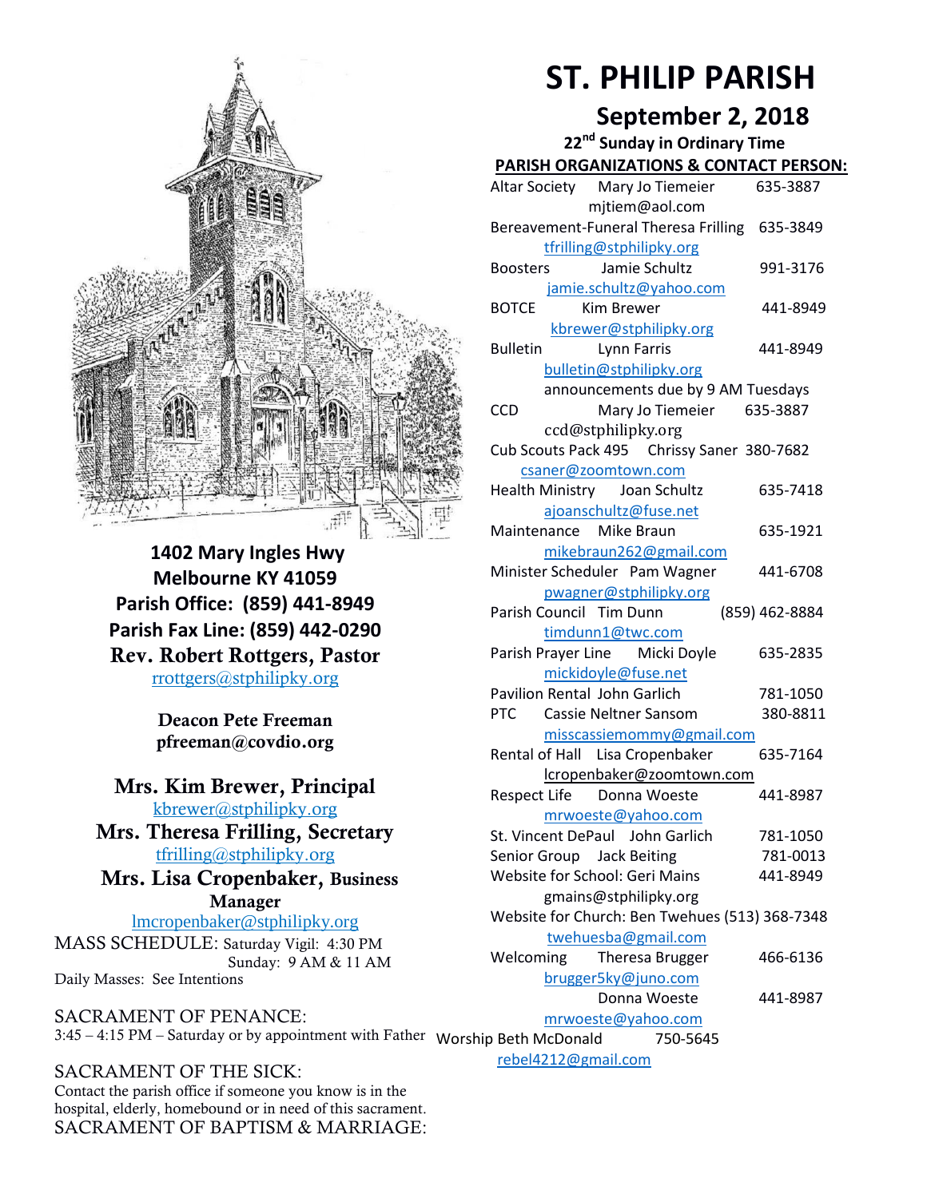# ST. PHILIP PARISH

## September 2, 2018

### 22nd Sunday in Ordinary Time

**1402 Mary Ingles Hwy**
**Melbourne KY 41059**
**Parish Office: (859) 441-8949**
**Parish Fax Line: (859) 442-0290**
**Rev. Robert Rottgers, Pastor**
rrottgers@stphilipky.org

**Deacon Pete Freeman**
**pfreeman@covdio.org**

**Mrs. Kim Brewer, Principal**
kbrewer@stphilipky.org
**Mrs. Theresa Frilling, Secretary**
tfrilling@stphilipky.org
**Mrs. Lisa Cropenbaker, Business Manager**
lmcropenbaker@stphilipky.org

MASS SCHEDULE: Saturday Vigil: 4:30 PM
Sunday: 9 AM & 11 AM
Daily Masses: See Intentions

SACRAMENT OF PENANCE:
3:45 – 4:15 PM – Saturday or by appointment with Father

SACRAMENT OF THE SICK:
Contact the parish office if someone you know is in the hospital, elderly, homebound or in need of this sacrament.

SACRAMENT OF BAPTISM & MARRIAGE:

**PARISH ORGANIZATIONS & CONTACT PERSON:**

| Organization | Contact | Phone |
|---|---|---|
| Altar Society | Mary Jo Tiemeier mjtiem@aol.com | 635-3887 |
| Bereavement-Funeral | Theresa Frilling tfrilling@stphilipky.org | 635-3849 |
| Boosters | Jamie Schultz jamie.schultz@yahoo.com | 991-3176 |
| BOTCE | Kim Brewer kbrewer@stphilipky.org | 441-8949 |
| Bulletin | Lynn Farris bulletin@stphilipky.org announcements due by 9 AM Tuesdays | 441-8949 |
| CCD | Mary Jo Tiemeier ccd@stphilipky.org | 635-3887 |
| Cub Scouts Pack 495 | Chrissy Saner csaner@zoomtown.com | 380-7682 |
| Health Ministry | Joan Schultz ajoanschultz@fuse.net | 635-7418 |
| Maintenance | Mike Braun mikebraun262@gmail.com | 635-1921 |
| Minister Scheduler | Pam Wagner pwagner@stphilipky.org | 441-6708 |
| Parish Council | Tim Dunn timdunn1@twc.com | (859) 462-8884 |
| Parish Prayer Line | Micki Doyle mickidoyle@fuse.net | 635-2835 |
| Pavilion Rental | John Garlich | 781-1050 |
| PTC | Cassie Neltner Sansom misscassiemommy@gmail.com | 380-8811 |
| Rental of Hall | Lisa Cropenbaker lcropenbaker@zoomtown.com | 635-7164 |
| Respect Life | Donna Woeste mrwoeste@yahoo.com | 441-8987 |
| St. Vincent DePaul | John Garlich | 781-1050 |
| Senior Group | Jack Beiting | 781-0013 |
| Website for School | Geri Mains gmains@stphilipky.org | 441-8949 |
| Website for Church | Ben Twehues twehuesba@gmail.com | (513) 368-7348 |
| Welcoming | Theresa Brugger brugger5ky@juno.com | 466-6136 |
| | Donna Woeste mrwoeste@yahoo.com | 441-8987 |
| Worship | Beth McDonald rebel4212@gmail.com | 750-5645 |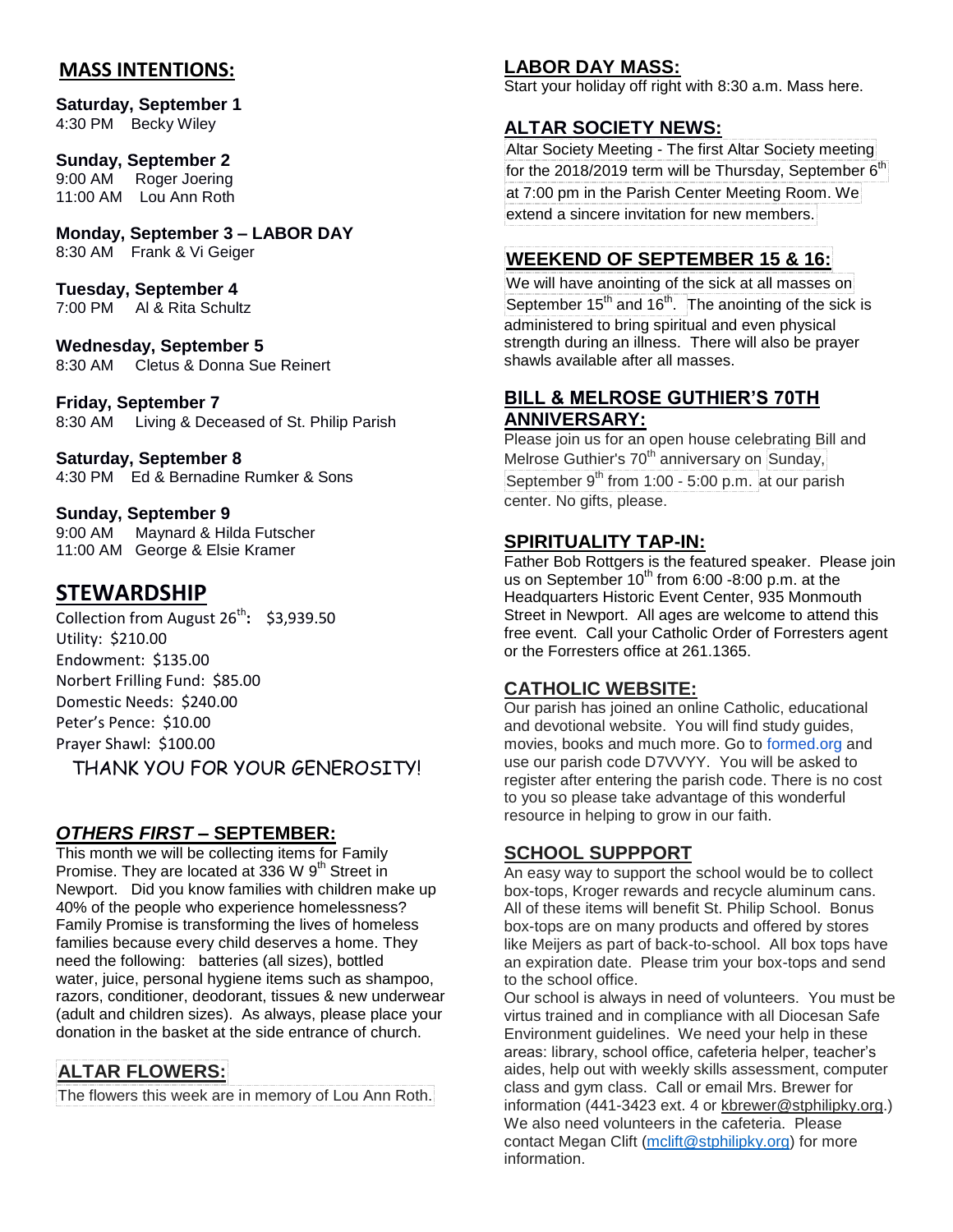## MASS INTENTIONS:

**Saturday, September 1**
4:30 PM Becky Wiley

**Sunday, September 2**
9:00 AM Roger Joering
11:00 AM Lou Ann Roth

**Monday, September 3 – LABOR DAY**
8:30 AM Frank & Vi Geiger

**Tuesday, September 4**
7:00 PM Al & Rita Schultz

**Wednesday, September 5**
8:30 AM Cletus & Donna Sue Reinert

**Friday, September 7**
8:30 AM Living & Deceased of St. Philip Parish

**Saturday, September 8**
4:30 PM Ed & Bernadine Rumker & Sons

**Sunday, September 9**
9:00 AM Maynard & Hilda Futscher
11:00 AM George & Elsie Kramer

## STEWARDSHIP

Collection from August 26th**:** $3,939.50
Utility: $210.00
Endowment: $135.00
Norbert Frilling Fund: $85.00
Domestic Needs: $240.00
Peter's Pence: $10.00
Prayer Shawl: $100.00

THANK YOU FOR YOUR GENEROSITY!

## *OTHERS FIRST* – SEPTEMBER:

This month we will be collecting items for Family Promise. They are located at 336 W 9th Street in Newport. Did you know families with children make up 40% of the people who experience homelessness? Family Promise is transforming the lives of homeless families because every child deserves a home. They need the following: batteries (all sizes), bottled water, juice, personal hygiene items such as shampoo, razors, conditioner, deodorant, tissues & new underwear (adult and children sizes). As always, please place your donation in the basket at the side entrance of church.

## ALTAR FLOWERS:

The flowers this week are in memory of Lou Ann Roth.

## LABOR DAY MASS:

Start your holiday off right with 8:30 a.m. Mass here.

## ALTAR SOCIETY NEWS:

Altar Society Meeting - The first Altar Society meeting for the 2018/2019 term will be Thursday, September 6th at 7:00 pm in the Parish Center Meeting Room. We extend a sincere invitation for new members.

## WEEKEND OF SEPTEMBER 15 & 16:

We will have anointing of the sick at all masses on September 15th and 16th. The anointing of the sick is administered to bring spiritual and even physical strength during an illness. There will also be prayer shawls available after all masses.

## BILL & MELROSE GUTHIER'S 70TH ANNIVERSARY:

Please join us for an open house celebrating Bill and Melrose Guthier's 70th anniversary on Sunday, September 9th from 1:00 - 5:00 p.m. at our parish center. No gifts, please.

## SPIRITUALITY TAP-IN:

Father Bob Rottgers is the featured speaker. Please join us on September 10th from 6:00 -8:00 p.m. at the Headquarters Historic Event Center, 935 Monmouth Street in Newport. All ages are welcome to attend this free event. Call your Catholic Order of Forresters agent or the Forresters office at 261.1365.

## CATHOLIC WEBSITE:

Our parish has joined an online Catholic, educational and devotional website. You will find study guides, movies, books and much more. Go to formed.org and use our parish code D7VVYY. You will be asked to register after entering the parish code. There is no cost to you so please take advantage of this wonderful resource in helping to grow in our faith.

## SCHOOL SUPPPORT

An easy way to support the school would be to collect box-tops, Kroger rewards and recycle aluminum cans. All of these items will benefit St. Philip School. Bonus box-tops are on many products and offered by stores like Meijers as part of back-to-school. All box tops have an expiration date. Please trim your box-tops and send to the school office.

Our school is always in need of volunteers. You must be virtus trained and in compliance with all Diocesan Safe Environment guidelines. We need your help in these areas: library, school office, cafeteria helper, teacher's aides, help out with weekly skills assessment, computer class and gym class. Call or email Mrs. Brewer for information (441-3423 ext. 4 or kbrewer@stphilipky.org.) We also need volunteers in the cafeteria. Please contact Megan Clift (mclift@stphilipky.org) for more information.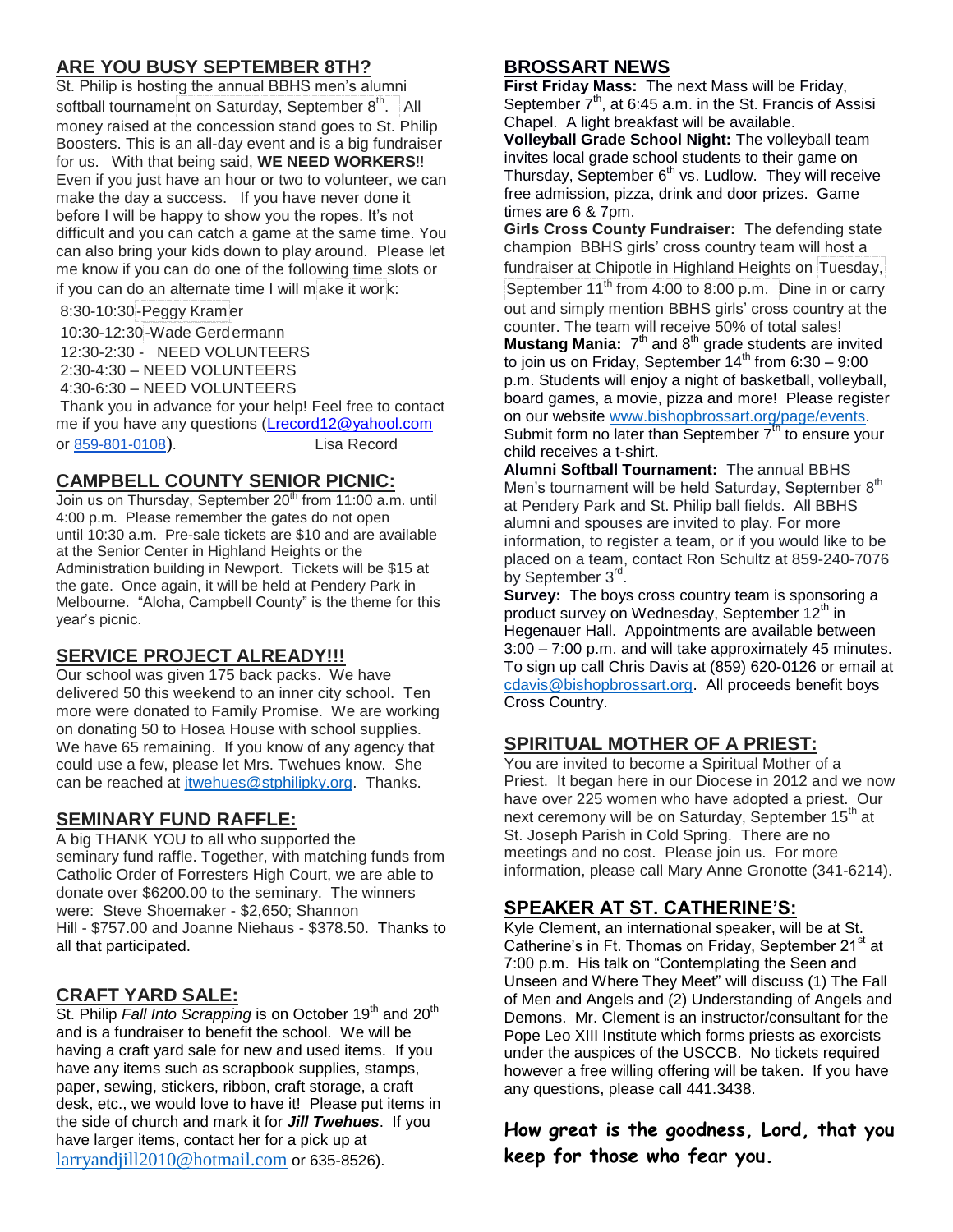## ARE YOU BUSY SEPTEMBER 8TH?

St. Philip is hosting the annual BBHS men's alumni softball tournament on Saturday, September 8th. All money raised at the concession stand goes to St. Philip Boosters. This is an all-day event and is a big fundraiser for us. With that being said, **WE NEED WORKERS**!! Even if you just have an hour or two to volunteer, we can make the day a success. If you have never done it before I will be happy to show you the ropes. It's not difficult and you can catch a game at the same time. You can also bring your kids down to play around. Please let me know if you can do one of the following time slots or if you can do an alternate time I will make it work:

8:30-10:30-Peggy Kramer
10:30-12:30-Wade Gerdermann
12:30-2:30 - NEED VOLUNTEERS
2:30-4:30 – NEED VOLUNTEERS
4:30-6:30 – NEED VOLUNTEERS

Thank you in advance for your help! Feel free to contact me if you have any questions (Lrecord12@yahool.com or 859-801-0108). Lisa Record

## CAMPBELL COUNTY SENIOR PICNIC:

Join us on Thursday, September 20th from 11:00 a.m. until 4:00 p.m. Please remember the gates do not open until 10:30 a.m. Pre-sale tickets are $10 and are available at the Senior Center in Highland Heights or the Administration building in Newport. Tickets will be $15 at the gate. Once again, it will be held at Pendery Park in Melbourne. "Aloha, Campbell County" is the theme for this year's picnic.

## SERVICE PROJECT ALREADY!!!

Our school was given 175 back packs. We have delivered 50 this weekend to an inner city school. Ten more were donated to Family Promise. We are working on donating 50 to Hosea House with school supplies. We have 65 remaining. If you know of any agency that could use a few, please let Mrs. Twehues know. She can be reached at jtwehues@stphilipky.org. Thanks.

## SEMINARY FUND RAFFLE:

A big THANK YOU to all who supported the seminary fund raffle. Together, with matching funds from Catholic Order of Forresters High Court, we are able to donate over $6200.00 to the seminary. The winners were: Steve Shoemaker - $2,650; Shannon Hill - $757.00 and Joanne Niehaus - $378.50. Thanks to all that participated.

## CRAFT YARD SALE:

St. Philip *Fall Into Scrapping* is on October 19th and 20th and is a fundraiser to benefit the school. We will be having a craft yard sale for new and used items. If you have any items such as scrapbook supplies, stamps, paper, sewing, stickers, ribbon, craft storage, a craft desk, etc., we would love to have it! Please put items in the side of church and mark it for ***Jill Twehues***. If you have larger items, contact her for a pick up at larryandjill2010@hotmail.com or 635-8526).

## BROSSART NEWS

**First Friday Mass:** The next Mass will be Friday, September 7th, at 6:45 a.m. in the St. Francis of Assisi Chapel. A light breakfast will be available.

**Volleyball Grade School Night:** The volleyball team invites local grade school students to their game on Thursday, September 6th vs. Ludlow. They will receive free admission, pizza, drink and door prizes. Game times are 6 & 7pm.

**Girls Cross County Fundraiser:** The defending state champion BBHS girls' cross country team will host a fundraiser at Chipotle in Highland Heights on Tuesday, September 11th from 4:00 to 8:00 p.m. Dine in or carry out and simply mention BBHS girls' cross country at the counter. The team will receive 50% of total sales!

**Mustang Mania:** 7th and 8th grade students are invited to join us on Friday, September 14th from 6:30 – 9:00 p.m. Students will enjoy a night of basketball, volleyball, board games, a movie, pizza and more! Please register on our website www.bishopbrossart.org/page/events. Submit form no later than September 7th to ensure your child receives a t-shirt.

**Alumni Softball Tournament:** The annual BBHS Men's tournament will be held Saturday, September 8th at Pendery Park and St. Philip ball fields. All BBHS alumni and spouses are invited to play. For more information, to register a team, or if you would like to be placed on a team, contact Ron Schultz at 859-240-7076 by September 3rd.

**Survey:** The boys cross country team is sponsoring a product survey on Wednesday, September 12th in Hegenauer Hall. Appointments are available between 3:00 – 7:00 p.m. and will take approximately 45 minutes. To sign up call Chris Davis at (859) 620-0126 or email at cdavis@bishopbrossart.org. All proceeds benefit boys Cross Country.

## SPIRITUAL MOTHER OF A PRIEST:

You are invited to become a Spiritual Mother of a Priest. It began here in our Diocese in 2012 and we now have over 225 women who have adopted a priest. Our next ceremony will be on Saturday, September 15th at St. Joseph Parish in Cold Spring. There are no meetings and no cost. Please join us. For more information, please call Mary Anne Gronotte (341-6214).

## SPEAKER AT ST. CATHERINE'S:

Kyle Clement, an international speaker, will be at St. Catherine's in Ft. Thomas on Friday, September 21st at 7:00 p.m. His talk on "Contemplating the Seen and Unseen and Where They Meet" will discuss (1) The Fall of Men and Angels and (2) Understanding of Angels and Demons. Mr. Clement is an instructor/consultant for the Pope Leo XIII Institute which forms priests as exorcists under the auspices of the USCCB. No tickets required however a free willing offering will be taken. If you have any questions, please call 441.3438.

**How great is the goodness, Lord, that you keep for those who fear you.**